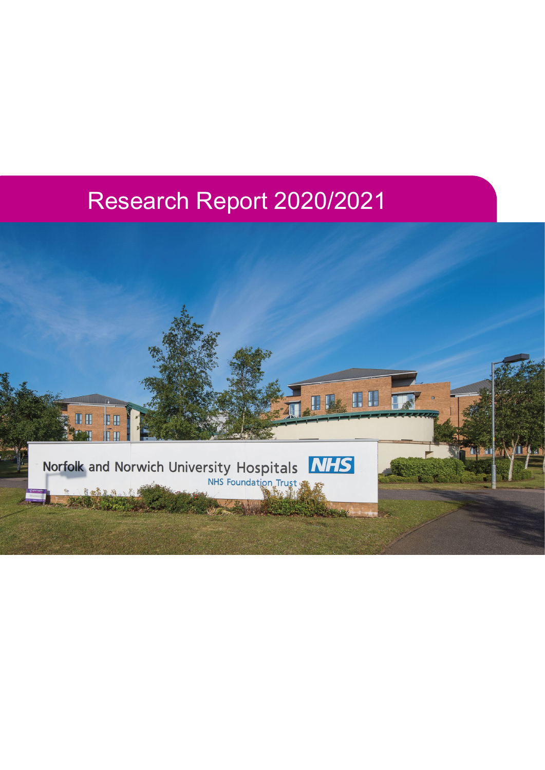# Research Report 2020/2021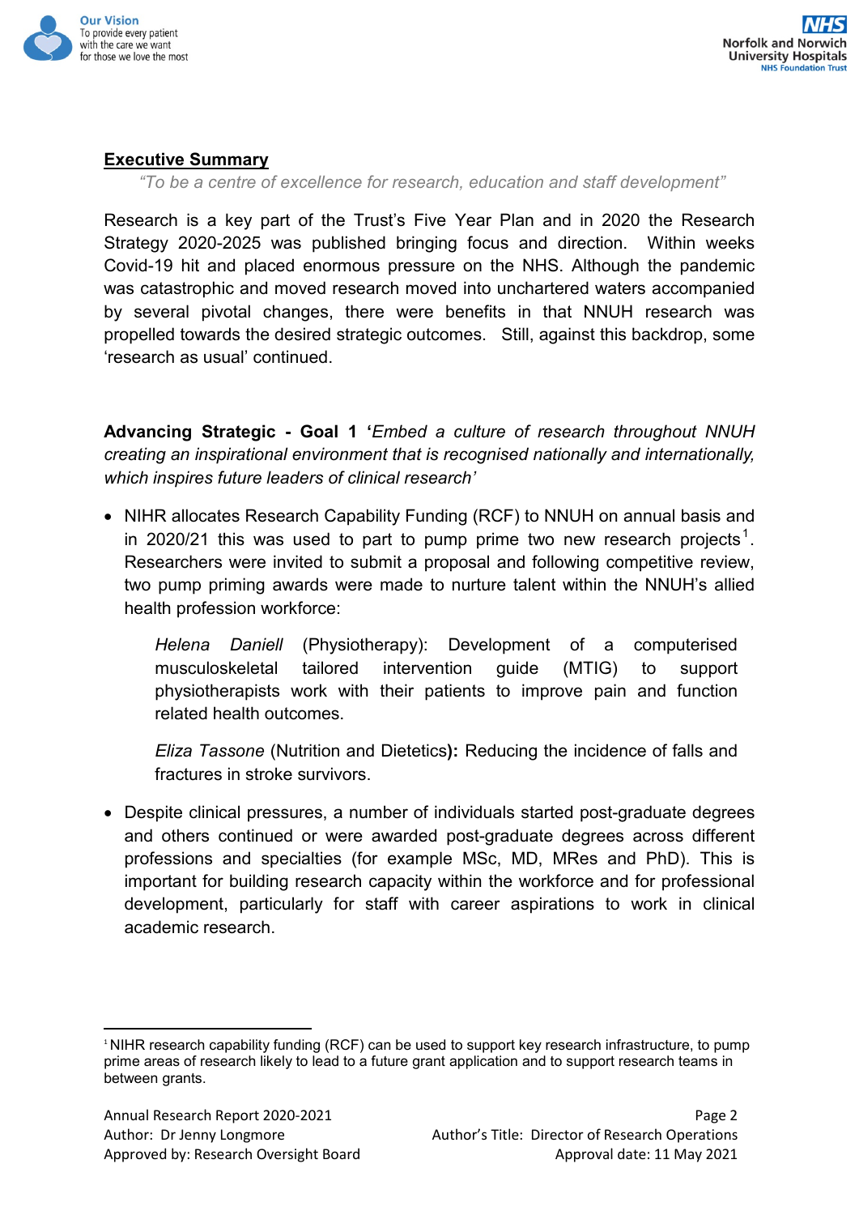## Executive Summary

*"To be a centre of excellence for research, education and staff development"*

Research is a key part of the Trust's Five Year Plan and in 2020 the Research Strategy 2020-2025 was published bringing focus and direction. Within weeks Covid-19 hit and placed enormous pressure on the NHS. Although the pandemic was catastrophic and moved research moved into unchartered waters accompanied by several pivotal changes, there were benefits in that NNUH research was propelled towards the desired strategic outcomes. Still, against this backdrop, some 'research as usual' continued.

**Advancing Strategic - Goal 1 '***Embed a culture of research throughout NNUH creating an inspirational environment that is recognised nationally and internationally, which inspires future leaders of clinical research'*

- NIHR allocates Research Capability Funding (RCF) to NNUH on annual basis and in 2020/21 this was used to part to pump prime two new research projects[1]. Researchers were invited to submit a proposal and following competitive review, two pump priming awards were made to nurture talent within the NNUH's allied health profession workforce:

  *Helena Daniell* (Physiotherapy): Development of a computerised musculoskeletal tailored intervention guide (MTIG) to support physiotherapists work with their patients to improve pain and function related health outcomes.

  *Eliza Tassone* (Nutrition and Dietetics**)**: Reducing the incidence of falls and fractures in stroke survivors.

- Despite clinical pressures, a number of individuals started post-graduate degrees and others continued or were awarded post-graduate degrees across different professions and specialties (for example MSc, MD, MRes and PhD). This is important for building research capacity within the workforce and for professional development, particularly for staff with career aspirations to work in clinical academic research.

---

[1] NIHR research capability funding (RCF) can be used to support key research infrastructure, to pump prime areas of research likely to lead to a future grant application and to support research teams in between grants.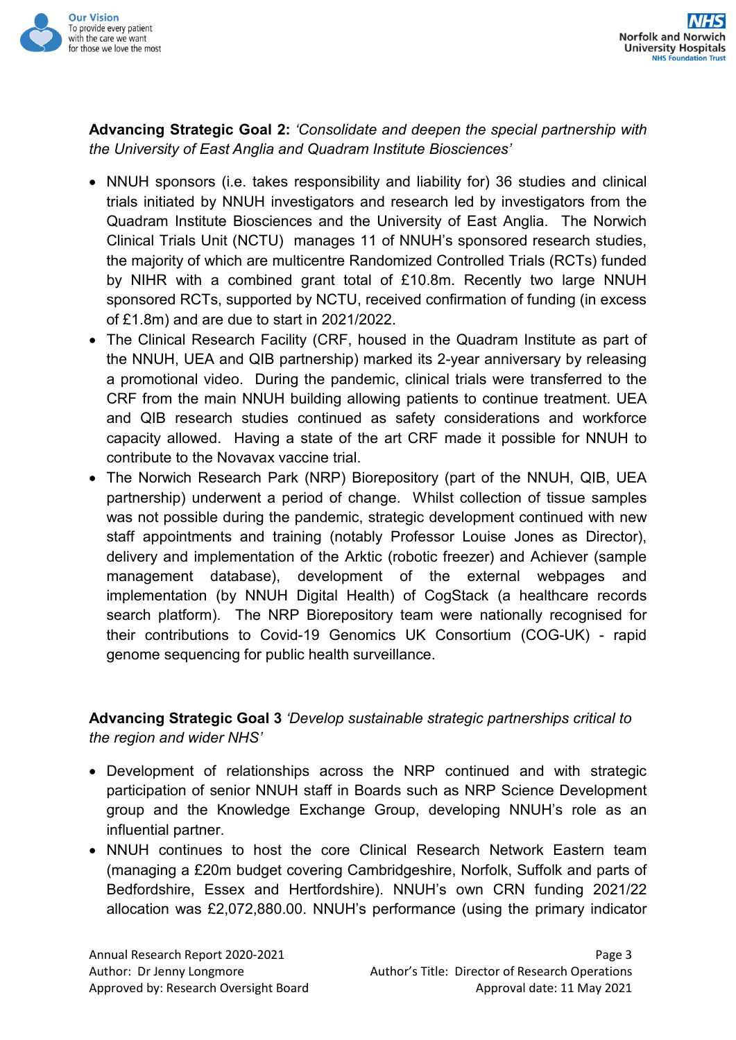**Advancing Strategic Goal 2:** *'Consolidate and deepen the special partnership with the University of East Anglia and Quadram Institute Biosciences'*

- NNUH sponsors (i.e. takes responsibility and liability for) 36 studies and clinical trials initiated by NNUH investigators and research led by investigators from the Quadram Institute Biosciences and the University of East Anglia. The Norwich Clinical Trials Unit (NCTU) manages 11 of NNUH's sponsored research studies, the majority of which are multicentre Randomized Controlled Trials (RCTs) funded by NIHR with a combined grant total of £10.8m. Recently two large NNUH sponsored RCTs, supported by NCTU, received confirmation of funding (in excess of £1.8m) and are due to start in 2021/2022.
- The Clinical Research Facility (CRF, housed in the Quadram Institute as part of the NNUH, UEA and QIB partnership) marked its 2-year anniversary by releasing a promotional video. During the pandemic, clinical trials were transferred to the CRF from the main NNUH building allowing patients to continue treatment. UEA and QIB research studies continued as safety considerations and workforce capacity allowed. Having a state of the art CRF made it possible for NNUH to contribute to the Novavax vaccine trial.
- The Norwich Research Park (NRP) Biorepository (part of the NNUH, QIB, UEA partnership) underwent a period of change. Whilst collection of tissue samples was not possible during the pandemic, strategic development continued with new staff appointments and training (notably Professor Louise Jones as Director), delivery and implementation of the Arktic (robotic freezer) and Achiever (sample management database), development of the external webpages and implementation (by NNUH Digital Health) of CogStack (a healthcare records search platform). The NRP Biorepository team were nationally recognised for their contributions to Covid-19 Genomics UK Consortium (COG-UK) - rapid genome sequencing for public health surveillance.

**Advancing Strategic Goal 3** *'Develop sustainable strategic partnerships critical to the region and wider NHS'*

- Development of relationships across the NRP continued and with strategic participation of senior NNUH staff in Boards such as NRP Science Development group and the Knowledge Exchange Group, developing NNUH's role as an influential partner.
- NNUH continues to host the core Clinical Research Network Eastern team (managing a £20m budget covering Cambridgeshire, Norfolk, Suffolk and parts of Bedfordshire, Essex and Hertfordshire). NNUH's own CRN funding 2021/22 allocation was £2,072,880.00. NNUH's performance (using the primary indicator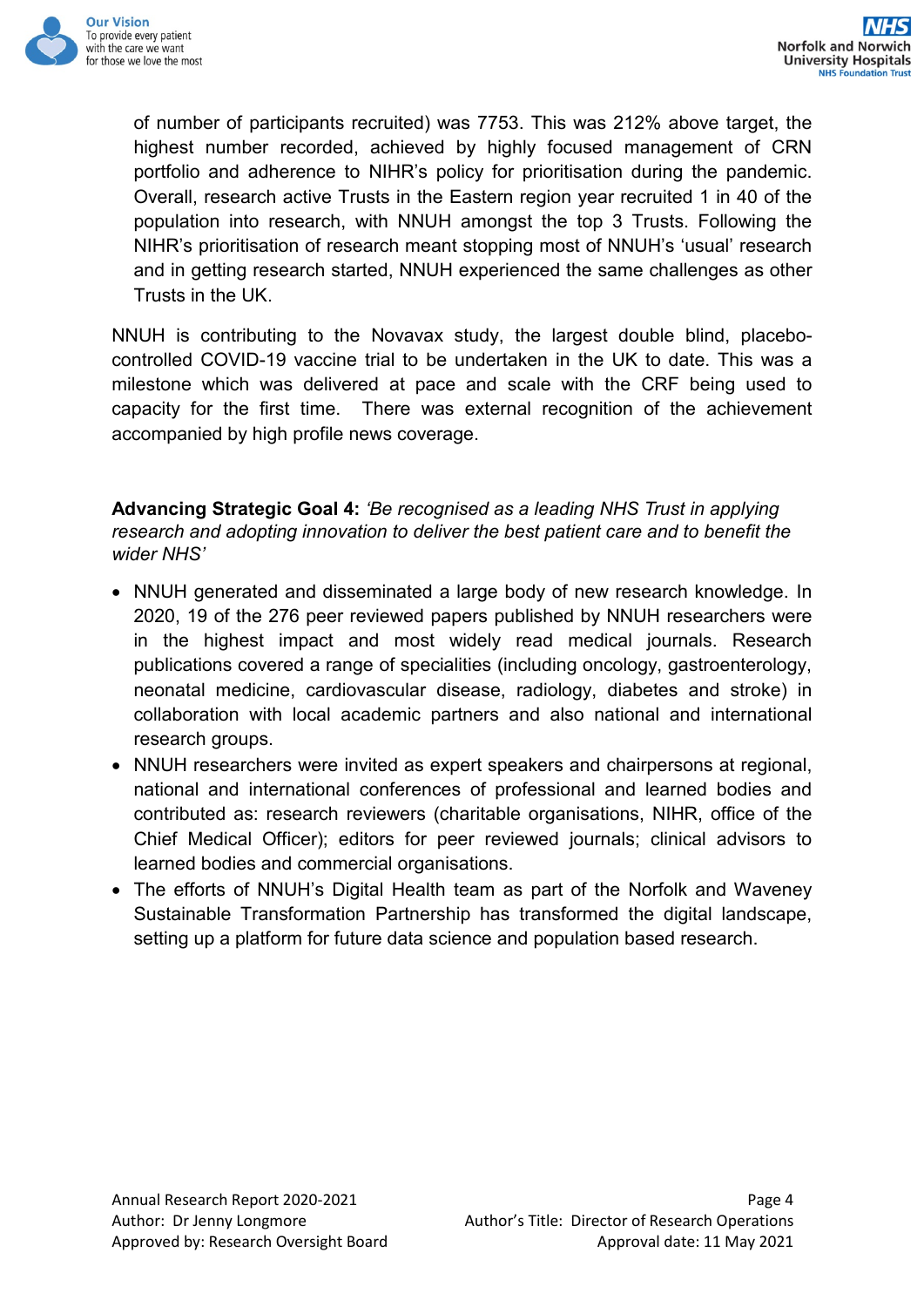of number of participants recruited) was 7753. This was 212% above target, the highest number recorded, achieved by highly focused management of CRN portfolio and adherence to NIHR's policy for prioritisation during the pandemic. Overall, research active Trusts in the Eastern region year recruited 1 in 40 of the population into research, with NNUH amongst the top 3 Trusts. Following the NIHR's prioritisation of research meant stopping most of NNUH's 'usual' research and in getting research started, NNUH experienced the same challenges as other Trusts in the UK.

NNUH is contributing to the Novavax study, the largest double blind, placebo-controlled COVID-19 vaccine trial to be undertaken in the UK to date. This was a milestone which was delivered at pace and scale with the CRF being used to capacity for the first time. There was external recognition of the achievement accompanied by high profile news coverage.

**Advancing Strategic Goal 4:** *'Be recognised as a leading NHS Trust in applying research and adopting innovation to deliver the best patient care and to benefit the wider NHS'*

- NNUH generated and disseminated a large body of new research knowledge. In 2020, 19 of the 276 peer reviewed papers published by NNUH researchers were in the highest impact and most widely read medical journals. Research publications covered a range of specialities (including oncology, gastroenterology, neonatal medicine, cardiovascular disease, radiology, diabetes and stroke) in collaboration with local academic partners and also national and international research groups.
- NNUH researchers were invited as expert speakers and chairpersons at regional, national and international conferences of professional and learned bodies and contributed as: research reviewers (charitable organisations, NIHR, office of the Chief Medical Officer); editors for peer reviewed journals; clinical advisors to learned bodies and commercial organisations.
- The efforts of NNUH's Digital Health team as part of the Norfolk and Waveney Sustainable Transformation Partnership has transformed the digital landscape, setting up a platform for future data science and population based research.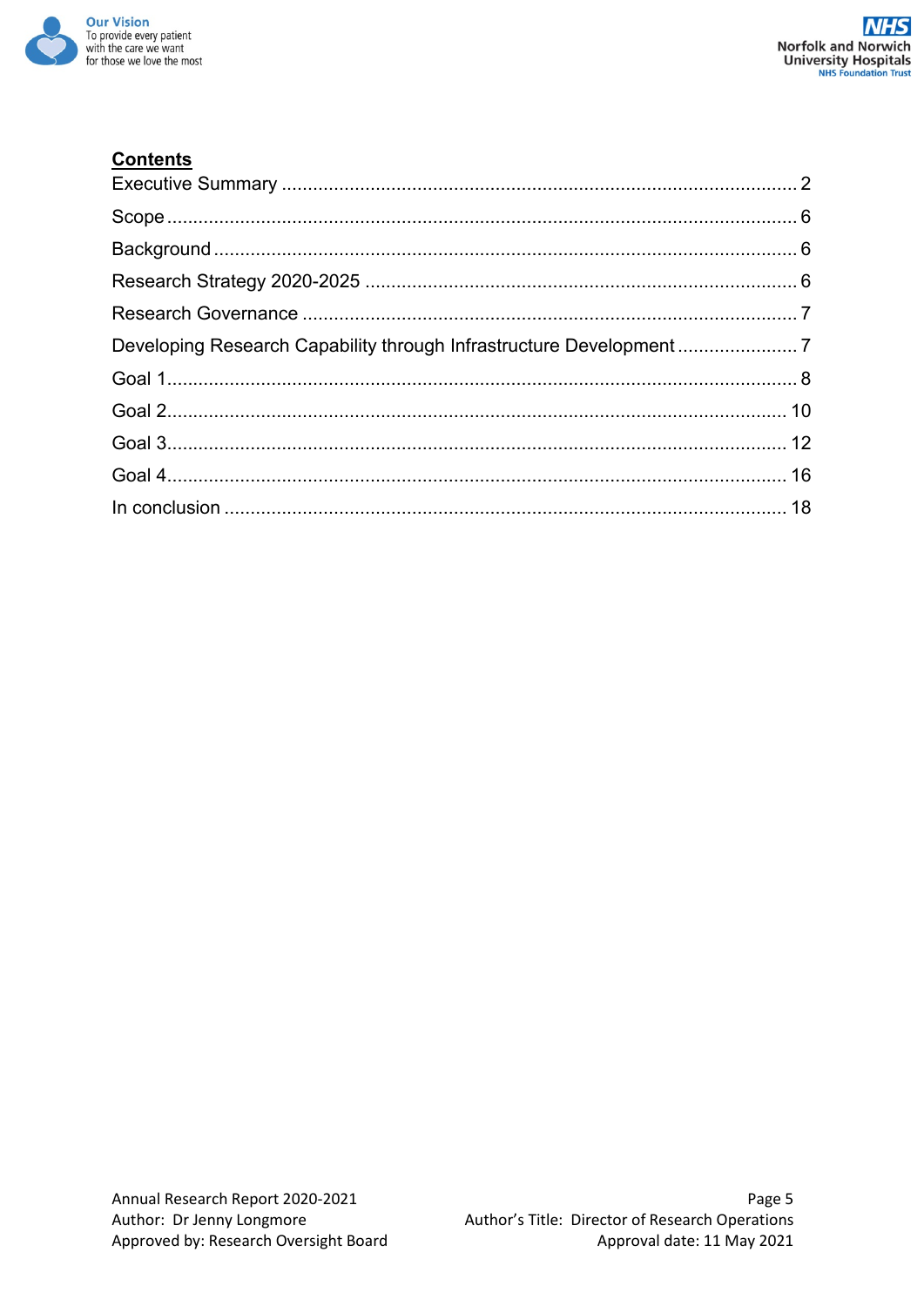## Contents

Executive Summary .................................................................................................. 2

Scope ....................................................................................................................... 6

Background .............................................................................................................. 6

Research Strategy 2020-2025 ................................................................................. 6

Research Governance ............................................................................................. 7

Developing Research Capability through Infrastructure Development ....................... 7

Goal 1 ...................................................................................................................... 8

Goal 2 ...................................................................................................................... 10

Goal 3 ...................................................................................................................... 12

Goal 4 ...................................................................................................................... 16

In conclusion ........................................................................................................... 18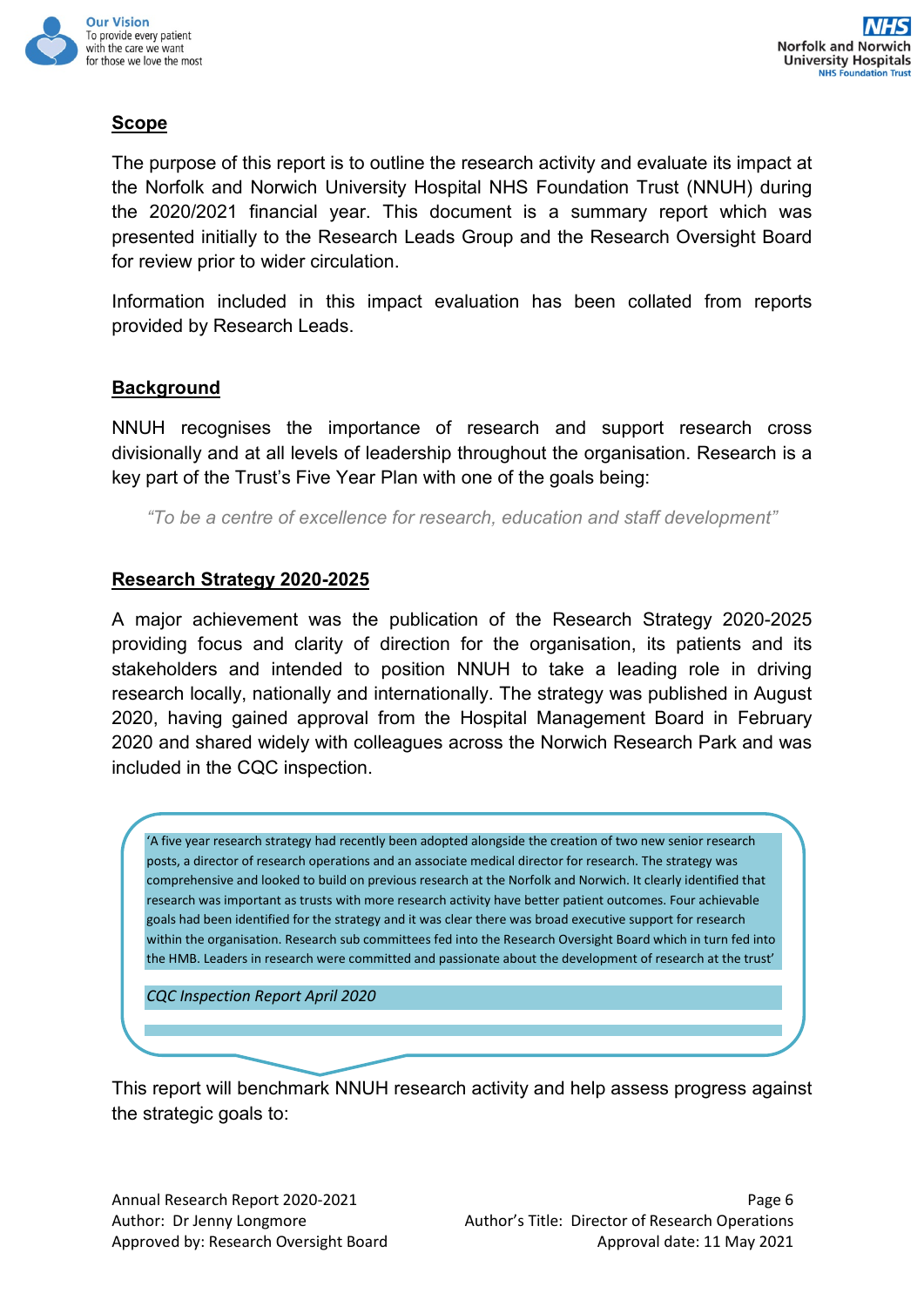## Scope

The purpose of this report is to outline the research activity and evaluate its impact at the Norfolk and Norwich University Hospital NHS Foundation Trust (NNUH) during the 2020/2021 financial year. This document is a summary report which was presented initially to the Research Leads Group and the Research Oversight Board for review prior to wider circulation.

Information included in this impact evaluation has been collated from reports provided by Research Leads.

## Background

NNUH recognises the importance of research and support research cross divisionally and at all levels of leadership throughout the organisation. Research is a key part of the Trust's Five Year Plan with one of the goals being:

> *"To be a centre of excellence for research, education and staff development"*

## Research Strategy 2020-2025

A major achievement was the publication of the Research Strategy 2020-2025 providing focus and clarity of direction for the organisation, its patients and its stakeholders and intended to position NNUH to take a leading role in driving research locally, nationally and internationally. The strategy was published in August 2020, having gained approval from the Hospital Management Board in February 2020 and shared widely with colleagues across the Norwich Research Park and was included in the CQC inspection.

> 'A five year research strategy had recently been adopted alongside the creation of two new senior research posts, a director of research operations and an associate medical director for research. The strategy was comprehensive and looked to build on previous research at the Norfolk and Norwich. It clearly identified that research was important as trusts with more research activity have better patient outcomes. Four achievable goals had been identified for the strategy and it was clear there was broad executive support for research within the organisation. Research sub committees fed into the Research Oversight Board which in turn fed into the HMB. Leaders in research were committed and passionate about the development of research at the trust'
>
> *CQC Inspection Report April 2020*

This report will benchmark NNUH research activity and help assess progress against the strategic goals to: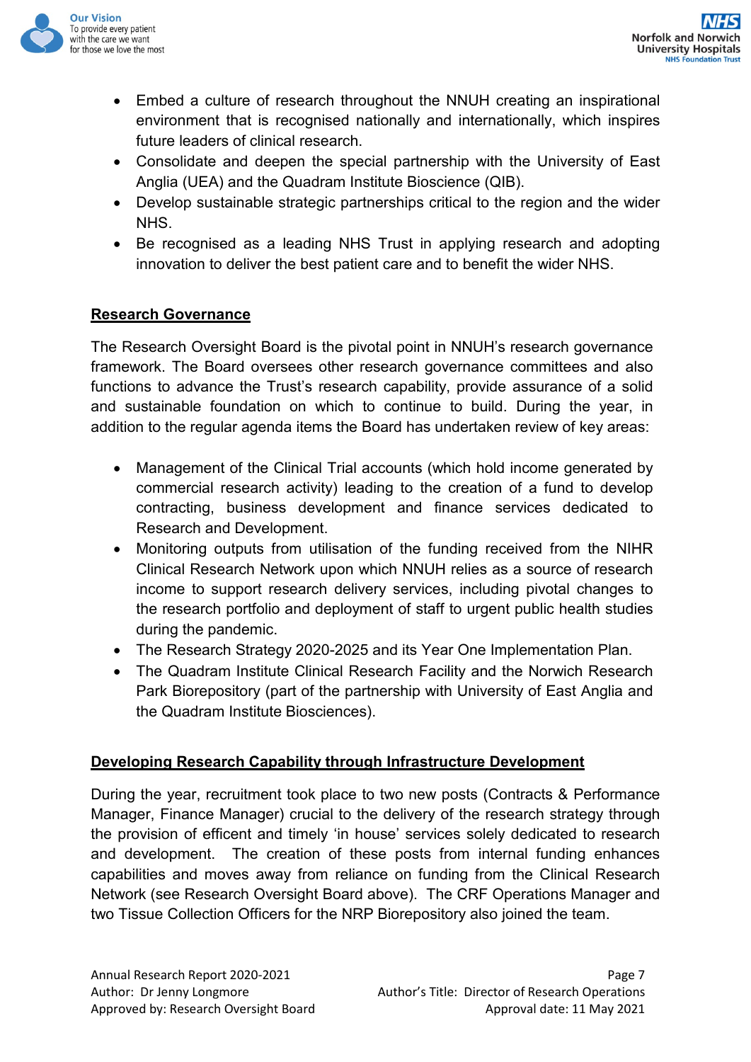- Embed a culture of research throughout the NNUH creating an inspirational environment that is recognised nationally and internationally, which inspires future leaders of clinical research.
- Consolidate and deepen the special partnership with the University of East Anglia (UEA) and the Quadram Institute Bioscience (QIB).
- Develop sustainable strategic partnerships critical to the region and the wider NHS.
- Be recognised as a leading NHS Trust in applying research and adopting innovation to deliver the best patient care and to benefit the wider NHS.

## Research Governance

The Research Oversight Board is the pivotal point in NNUH's research governance framework. The Board oversees other research governance committees and also functions to advance the Trust's research capability, provide assurance of a solid and sustainable foundation on which to continue to build. During the year, in addition to the regular agenda items the Board has undertaken review of key areas:

- Management of the Clinical Trial accounts (which hold income generated by commercial research activity) leading to the creation of a fund to develop contracting, business development and finance services dedicated to Research and Development.
- Monitoring outputs from utilisation of the funding received from the NIHR Clinical Research Network upon which NNUH relies as a source of research income to support research delivery services, including pivotal changes to the research portfolio and deployment of staff to urgent public health studies during the pandemic.
- The Research Strategy 2020-2025 and its Year One Implementation Plan.
- The Quadram Institute Clinical Research Facility and the Norwich Research Park Biorepository (part of the partnership with University of East Anglia and the Quadram Institute Biosciences).

## Developing Research Capability through Infrastructure Development

During the year, recruitment took place to two new posts (Contracts & Performance Manager, Finance Manager) crucial to the delivery of the research strategy through the provision of efficent and timely 'in house' services solely dedicated to research and development. The creation of these posts from internal funding enhances capabilities and moves away from reliance on funding from the Clinical Research Network (see Research Oversight Board above). The CRF Operations Manager and two Tissue Collection Officers for the NRP Biorepository also joined the team.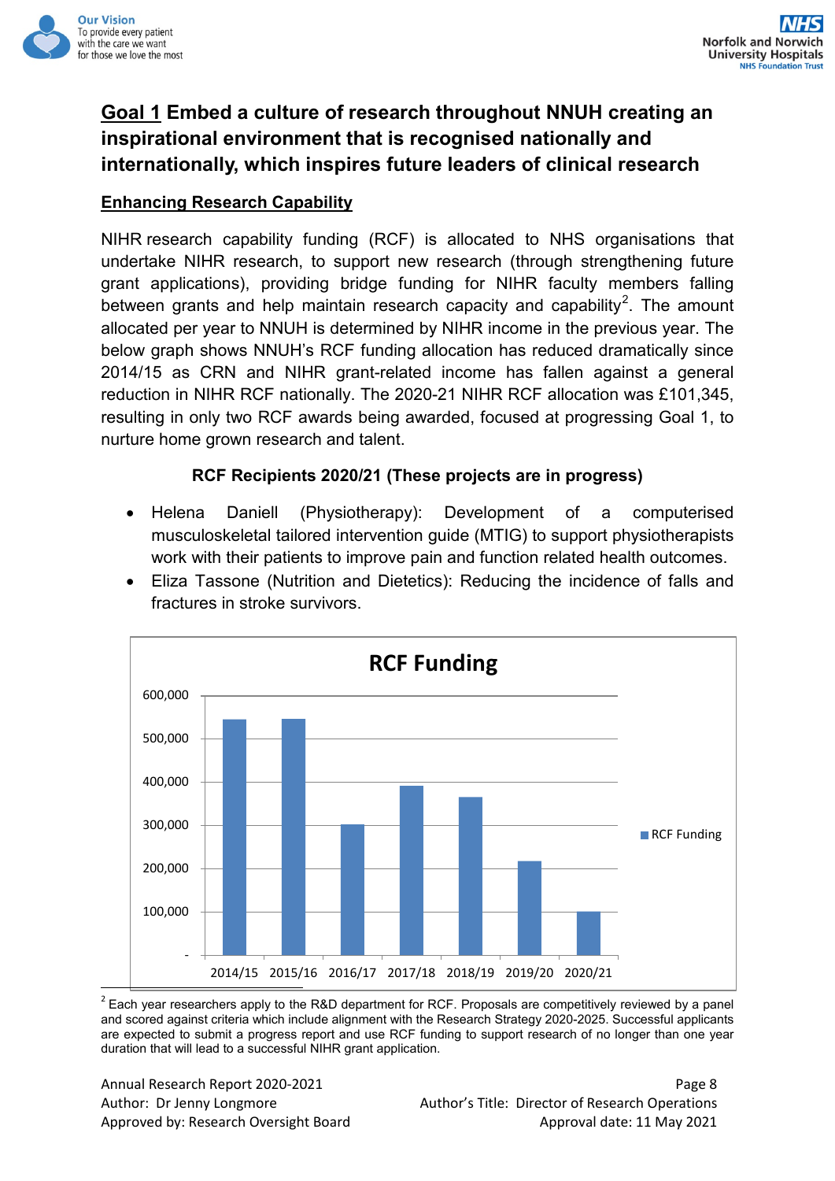## Goal 1 Embed a culture of research throughout NNUH creating an inspirational environment that is recognised nationally and internationally, which inspires future leaders of clinical research

### Enhancing Research Capability

NIHR research capability funding (RCF) is allocated to NHS organisations that undertake NIHR research, to support new research (through strengthening future grant applications), providing bridge funding for NIHR faculty members falling between grants and help maintain research capacity and capability[2]. The amount allocated per year to NNUH is determined by NIHR income in the previous year. The below graph shows NNUH's RCF funding allocation has reduced dramatically since 2014/15 as CRN and NIHR grant-related income has fallen against a general reduction in NIHR RCF nationally. The 2020-21 NIHR RCF allocation was £101,345, resulting in only two RCF awards being awarded, focused at progressing Goal 1, to nurture home grown research and talent.

**RCF Recipients 2020/21 (These projects are in progress)**

- Helena Daniell (Physiotherapy): Development of a computerised musculoskeletal tailored intervention guide (MTIG) to support physiotherapists work with their patients to improve pain and function related health outcomes.
- Eliza Tassone (Nutrition and Dietetics): Reducing the incidence of falls and fractures in stroke survivors.

**RCF Funding**

| Year | RCF Funding (approx.) |
|---|---|
| 2014/15 | ~545,000 |
| 2015/16 | ~546,000 |
| 2016/17 | ~302,000 |
| 2017/18 | ~390,000 |
| 2018/19 | ~365,000 |
| 2019/20 | ~217,000 |
| 2020/21 | ~101,000 |

[2] Each year researchers apply to the R&D department for RCF. Proposals are competitively reviewed by a panel and scored against criteria which include alignment with the Research Strategy 2020-2025. Successful applicants are expected to submit a progress report and use RCF funding to support research of no longer than one year duration that will lead to a successful NIHR grant application.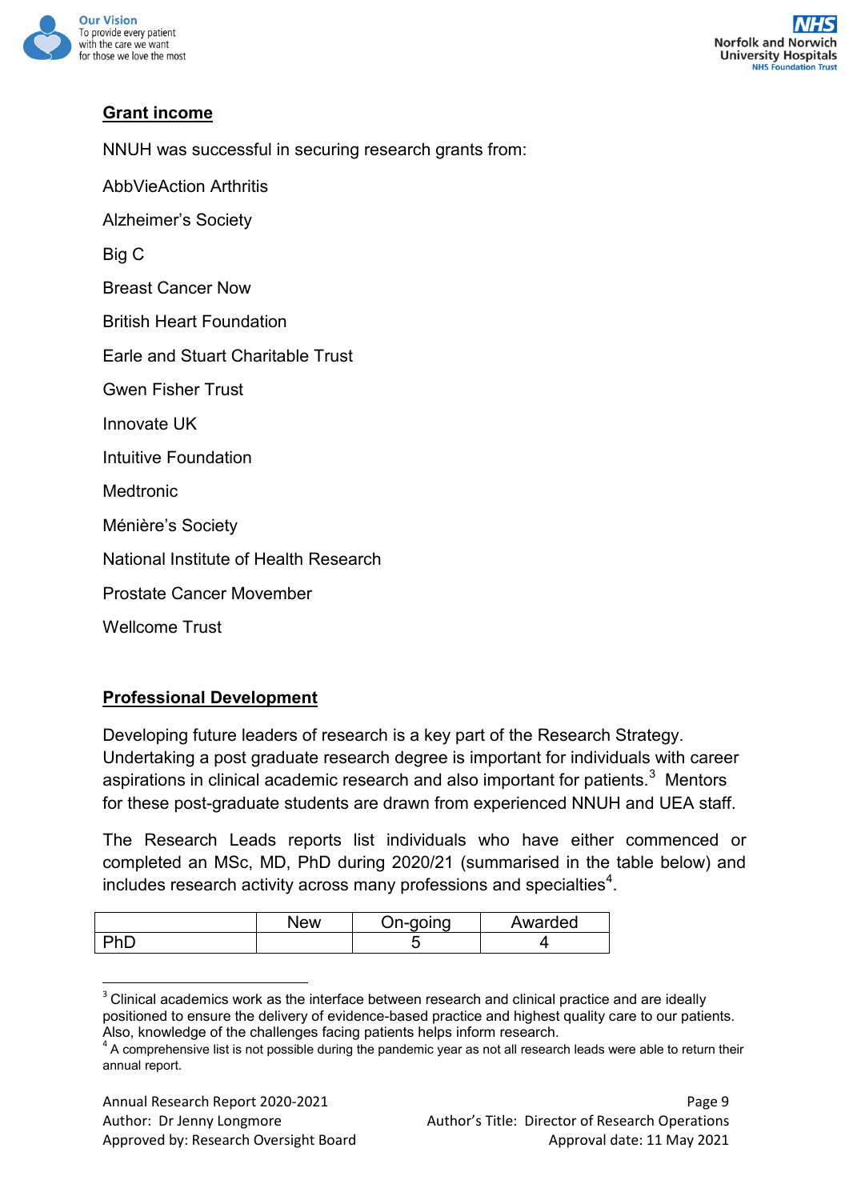## Grant income

NNUH was successful in securing research grants from:

AbbVieAction Arthritis

Alzheimer's Society

Big C

Breast Cancer Now

British Heart Foundation

Earle and Stuart Charitable Trust

Gwen Fisher Trust

Innovate UK

Intuitive Foundation

Medtronic

Ménière's Society

National Institute of Health Research

Prostate Cancer Movember

Wellcome Trust

## Professional Development

Developing future leaders of research is a key part of the Research Strategy. Undertaking a post graduate research degree is important for individuals with career aspirations in clinical academic research and also important for patients.[3] Mentors for these post-graduate students are drawn from experienced NNUH and UEA staff.

The Research Leads reports list individuals who have either commenced or completed an MSc, MD, PhD during 2020/21 (summarised in the table below) and includes research activity across many professions and specialties[4].

| | New | On-going | Awarded |
|---|---|---|---|
| PhD | | 5 | 4 |

[3] Clinical academics work as the interface between research and clinical practice and are ideally positioned to ensure the delivery of evidence-based practice and highest quality care to our patients. Also, knowledge of the challenges facing patients helps inform research.

[4] A comprehensive list is not possible during the pandemic year as not all research leads were able to return their annual report.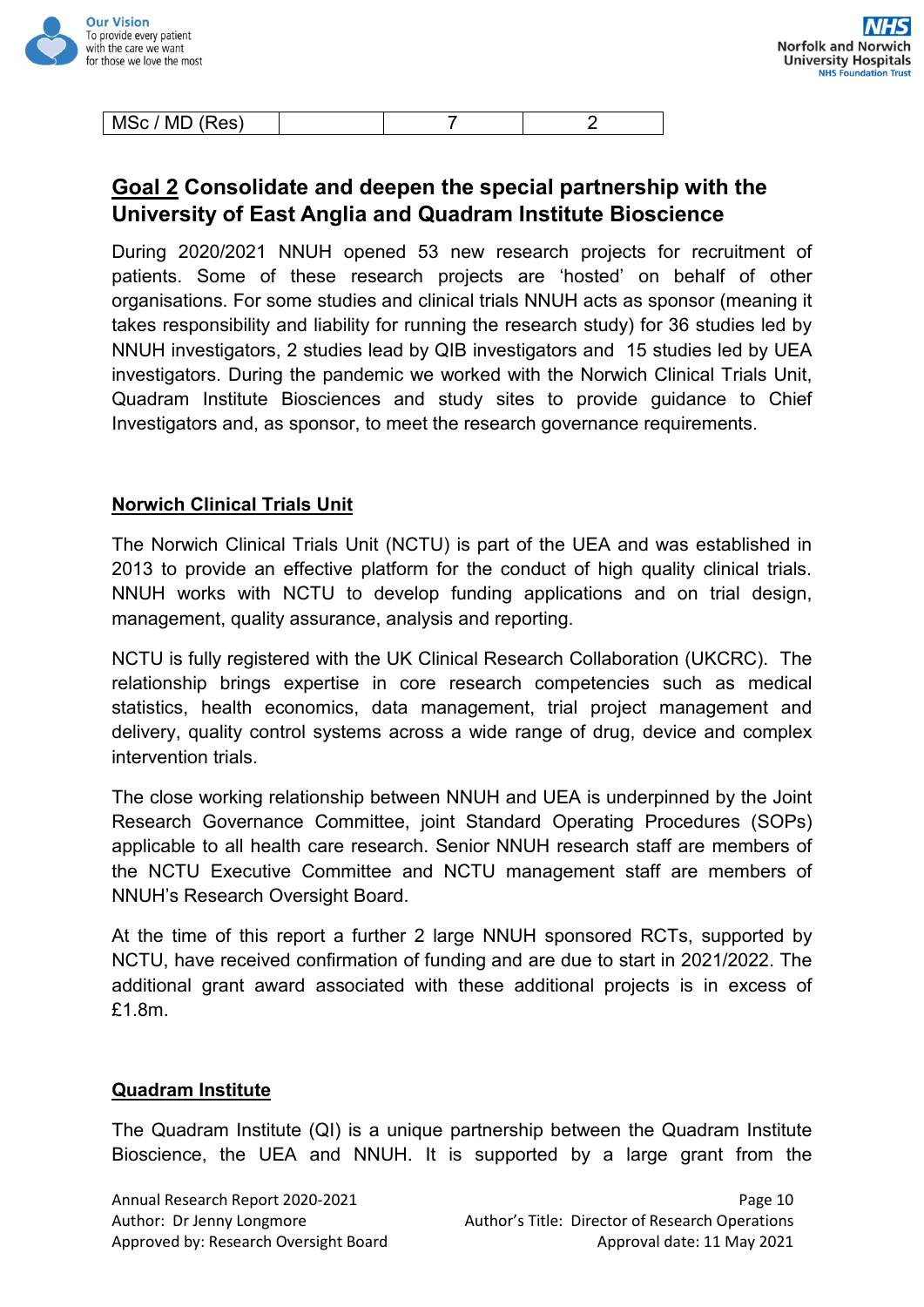| MSc / MD (Res) | | 7 | 2 |
|---|---|---|---|

## Goal 2 Consolidate and deepen the special partnership with the University of East Anglia and Quadram Institute Bioscience

During 2020/2021 NNUH opened 53 new research projects for recruitment of patients. Some of these research projects are 'hosted' on behalf of other organisations. For some studies and clinical trials NNUH acts as sponsor (meaning it takes responsibility and liability for running the research study) for 36 studies led by NNUH investigators, 2 studies lead by QIB investigators and 15 studies led by UEA investigators. During the pandemic we worked with the Norwich Clinical Trials Unit, Quadram Institute Biosciences and study sites to provide guidance to Chief Investigators and, as sponsor, to meet the research governance requirements.

### Norwich Clinical Trials Unit

The Norwich Clinical Trials Unit (NCTU) is part of the UEA and was established in 2013 to provide an effective platform for the conduct of high quality clinical trials. NNUH works with NCTU to develop funding applications and on trial design, management, quality assurance, analysis and reporting.

NCTU is fully registered with the UK Clinical Research Collaboration (UKCRC). The relationship brings expertise in core research competencies such as medical statistics, health economics, data management, trial project management and delivery, quality control systems across a wide range of drug, device and complex intervention trials.

The close working relationship between NNUH and UEA is underpinned by the Joint Research Governance Committee, joint Standard Operating Procedures (SOPs) applicable to all health care research. Senior NNUH research staff are members of the NCTU Executive Committee and NCTU management staff are members of NNUH's Research Oversight Board.

At the time of this report a further 2 large NNUH sponsored RCTs, supported by NCTU, have received confirmation of funding and are due to start in 2021/2022. The additional grant award associated with these additional projects is in excess of £1.8m.

### Quadram Institute

The Quadram Institute (QI) is a unique partnership between the Quadram Institute Bioscience, the UEA and NNUH. It is supported by a large grant from the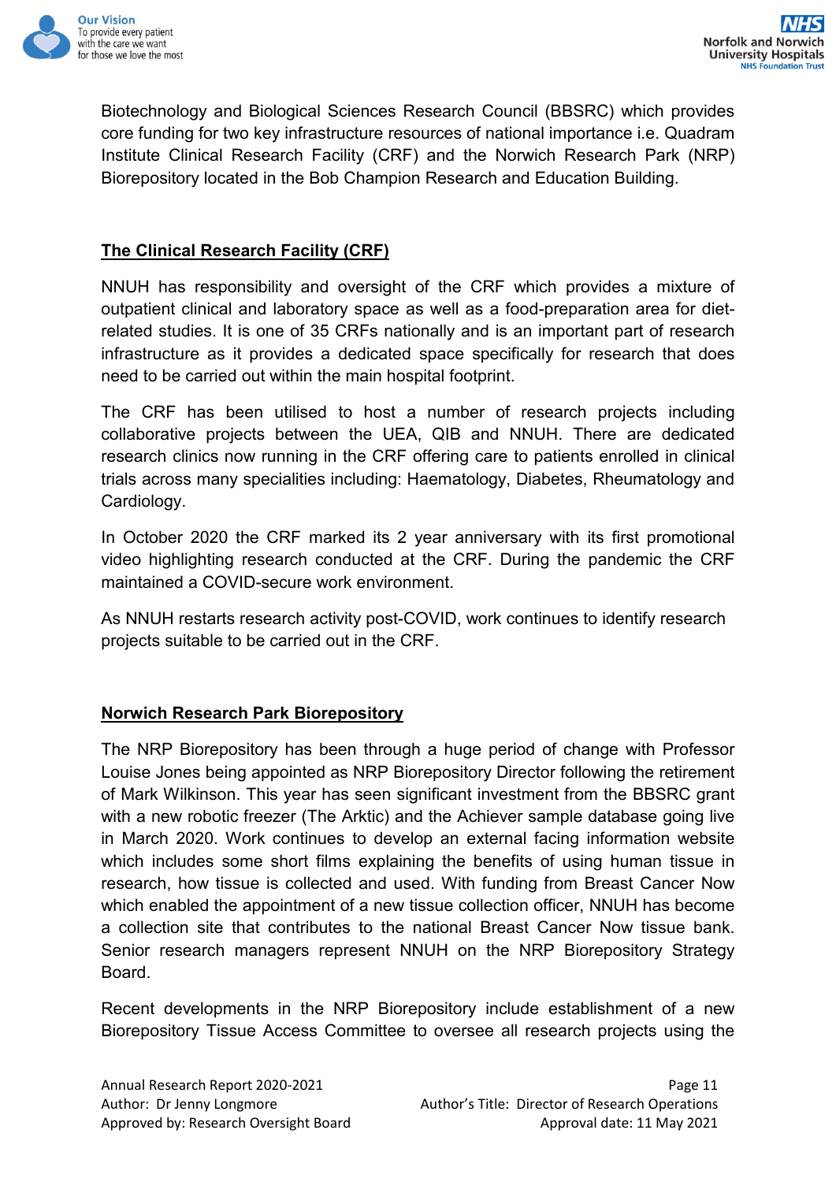Biotechnology and Biological Sciences Research Council (BBSRC) which provides core funding for two key infrastructure resources of national importance i.e. Quadram Institute Clinical Research Facility (CRF) and the Norwich Research Park (NRP) Biorepository located in the Bob Champion Research and Education Building.

## The Clinical Research Facility (CRF)

NNUH has responsibility and oversight of the CRF which provides a mixture of outpatient clinical and laboratory space as well as a food-preparation area for diet-related studies. It is one of 35 CRFs nationally and is an important part of research infrastructure as it provides a dedicated space specifically for research that does need to be carried out within the main hospital footprint.

The CRF has been utilised to host a number of research projects including collaborative projects between the UEA, QIB and NNUH. There are dedicated research clinics now running in the CRF offering care to patients enrolled in clinical trials across many specialities including: Haematology, Diabetes, Rheumatology and Cardiology.

In October 2020 the CRF marked its 2 year anniversary with its first promotional video highlighting research conducted at the CRF. During the pandemic the CRF maintained a COVID-secure work environment.

As NNUH restarts research activity post-COVID, work continues to identify research projects suitable to be carried out in the CRF.

## Norwich Research Park Biorepository

The NRP Biorepository has been through a huge period of change with Professor Louise Jones being appointed as NRP Biorepository Director following the retirement of Mark Wilkinson. This year has seen significant investment from the BBSRC grant with a new robotic freezer (The Arktic) and the Achiever sample database going live in March 2020. Work continues to develop an external facing information website which includes some short films explaining the benefits of using human tissue in research, how tissue is collected and used. With funding from Breast Cancer Now which enabled the appointment of a new tissue collection officer, NNUH has become a collection site that contributes to the national Breast Cancer Now tissue bank. Senior research managers represent NNUH on the NRP Biorepository Strategy Board.

Recent developments in the NRP Biorepository include establishment of a new Biorepository Tissue Access Committee to oversee all research projects using the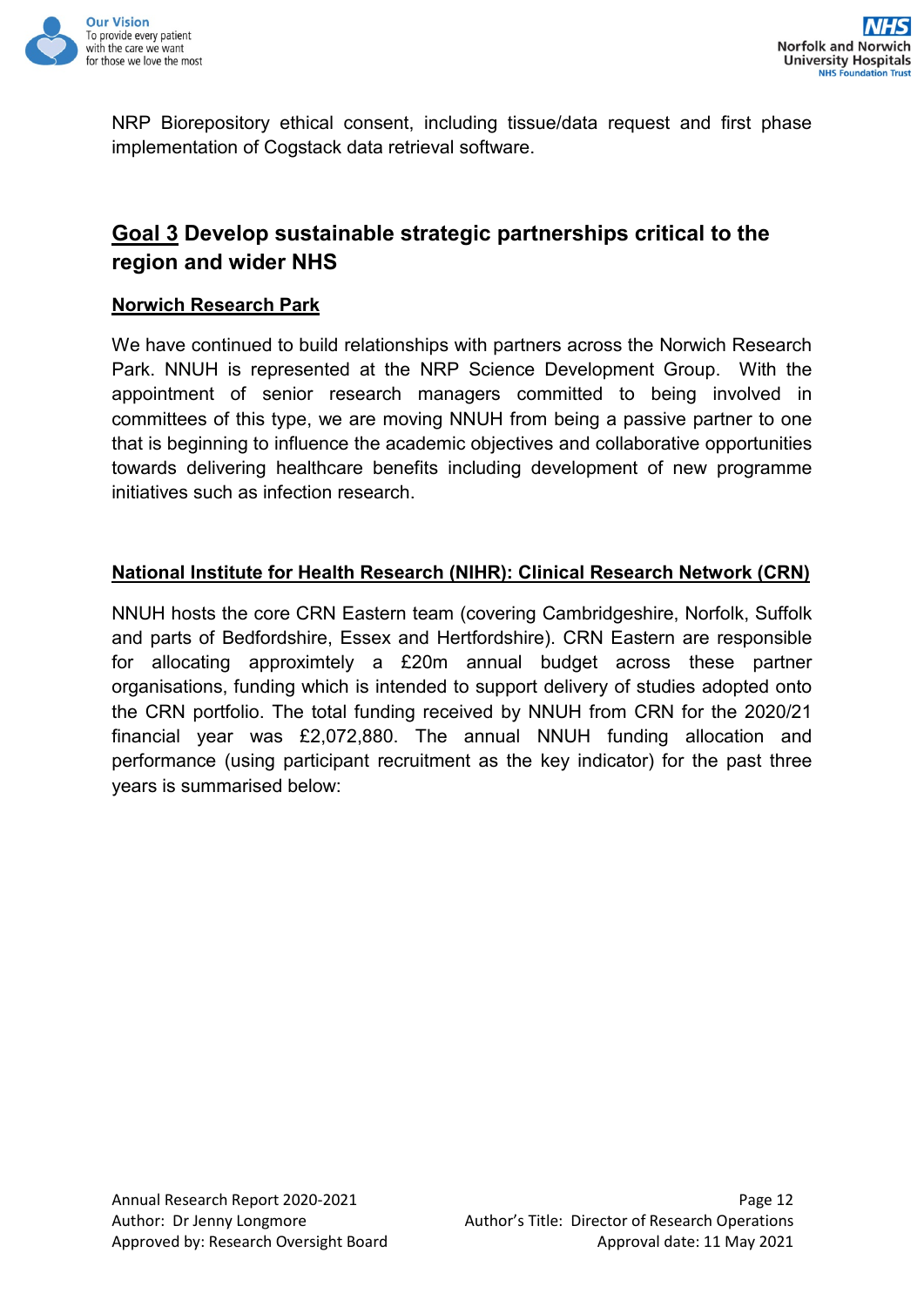NRP Biorepository ethical consent, including tissue/data request and first phase implementation of Cogstack data retrieval software.

## Goal 3 Develop sustainable strategic partnerships critical to the region and wider NHS

### Norwich Research Park

We have continued to build relationships with partners across the Norwich Research Park. NNUH is represented at the NRP Science Development Group. With the appointment of senior research managers committed to being involved in committees of this type, we are moving NNUH from being a passive partner to one that is beginning to influence the academic objectives and collaborative opportunities towards delivering healthcare benefits including development of new programme initiatives such as infection research.

### National Institute for Health Research (NIHR): Clinical Research Network (CRN)

NNUH hosts the core CRN Eastern team (covering Cambridgeshire, Norfolk, Suffolk and parts of Bedfordshire, Essex and Hertfordshire). CRN Eastern are responsible for allocating approximtely a £20m annual budget across these partner organisations, funding which is intended to support delivery of studies adopted onto the CRN portfolio. The total funding received by NNUH from CRN for the 2020/21 financial year was £2,072,880. The annual NNUH funding allocation and performance (using participant recruitment as the key indicator) for the past three years is summarised below: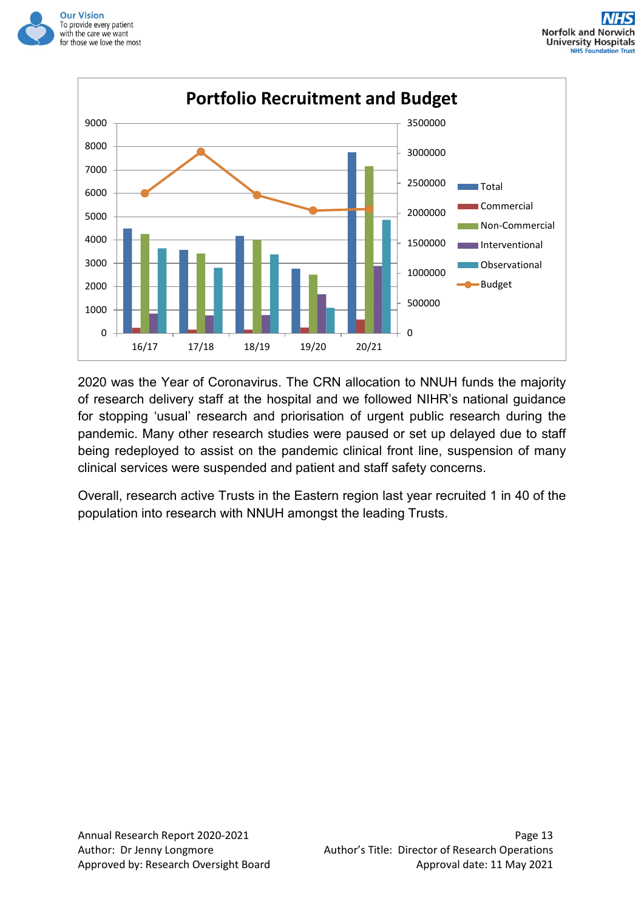**Portfolio Recruitment and Budget**

2020 was the Year of Coronavirus. The CRN allocation to NNUH funds the majority of research delivery staff at the hospital and we followed NIHR's national guidance for stopping 'usual' research and priorisation of urgent public research during the pandemic. Many other research studies were paused or set up delayed due to staff being redeployed to assist on the pandemic clinical front line, suspension of many clinical services were suspended and patient and staff safety concerns.

Overall, research active Trusts in the Eastern region last year recruited 1 in 40 of the population into research with NNUH amongst the leading Trusts.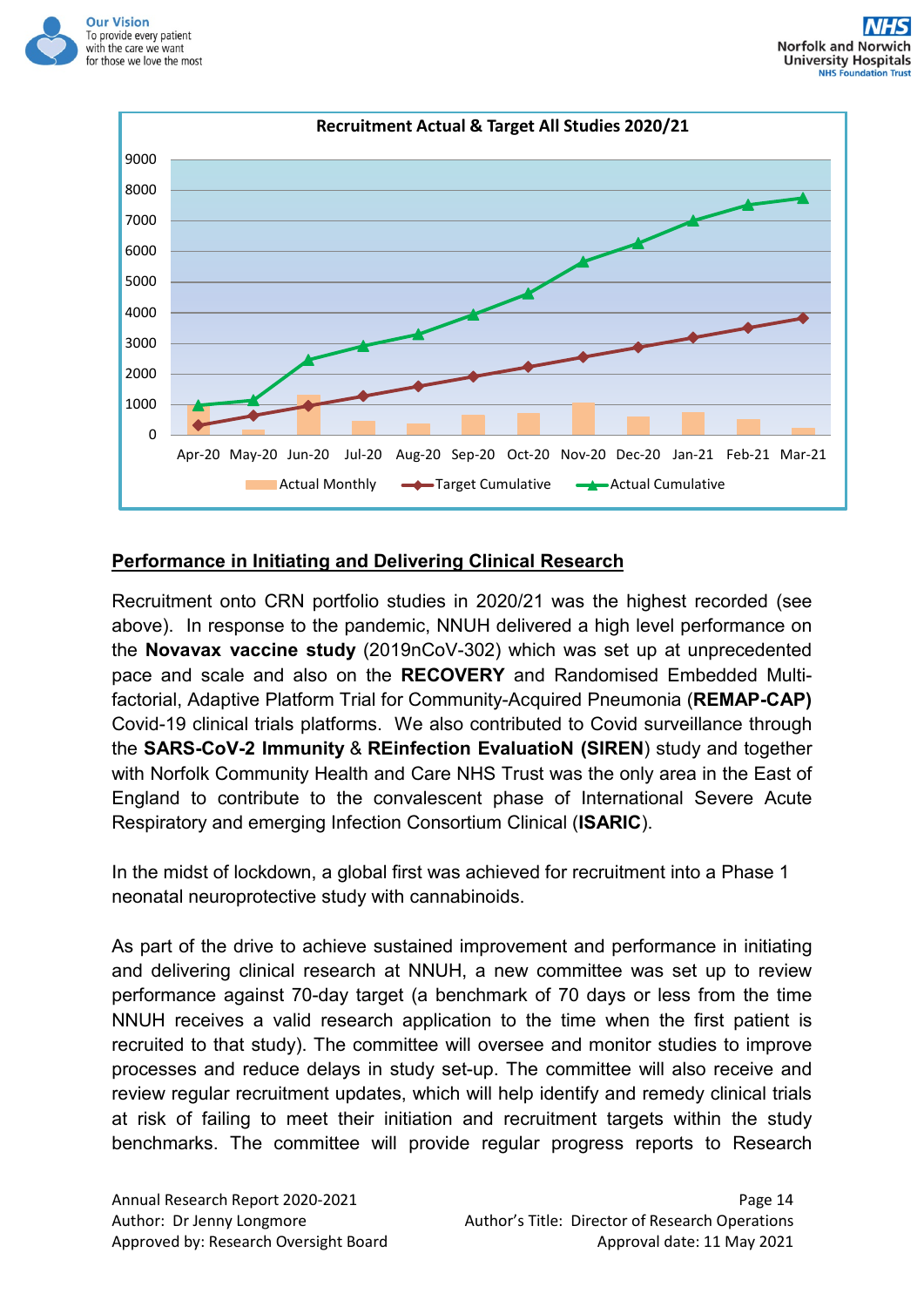Recruitment Actual & Target All Studies 2020/21

## Performance in Initiating and Delivering Clinical Research

Recruitment onto CRN portfolio studies in 2020/21 was the highest recorded (see above). In response to the pandemic, NNUH delivered a high level performance on the **Novavax vaccine study** (2019nCoV-302) which was set up at unprecedented pace and scale and also on the **RECOVERY** and Randomised Embedded Multi-factorial, Adaptive Platform Trial for Community-Acquired Pneumonia (**REMAP-CAP)** Covid-19 clinical trials platforms. We also contributed to Covid surveillance through the **SARS-CoV-2 Immunity** & **REinfection EvaluatioN (SIREN**) study and together with Norfolk Community Health and Care NHS Trust was the only area in the East of England to contribute to the convalescent phase of International Severe Acute Respiratory and emerging Infection Consortium Clinical (**ISARIC**).

In the midst of lockdown, a global first was achieved for recruitment into a Phase 1 neonatal neuroprotective study with cannabinoids.

As part of the drive to achieve sustained improvement and performance in initiating and delivering clinical research at NNUH, a new committee was set up to review performance against 70-day target (a benchmark of 70 days or less from the time NNUH receives a valid research application to the time when the first patient is recruited to that study). The committee will oversee and monitor studies to improve processes and reduce delays in study set-up. The committee will also receive and review regular recruitment updates, which will help identify and remedy clinical trials at risk of failing to meet their initiation and recruitment targets within the study benchmarks. The committee will provide regular progress reports to Research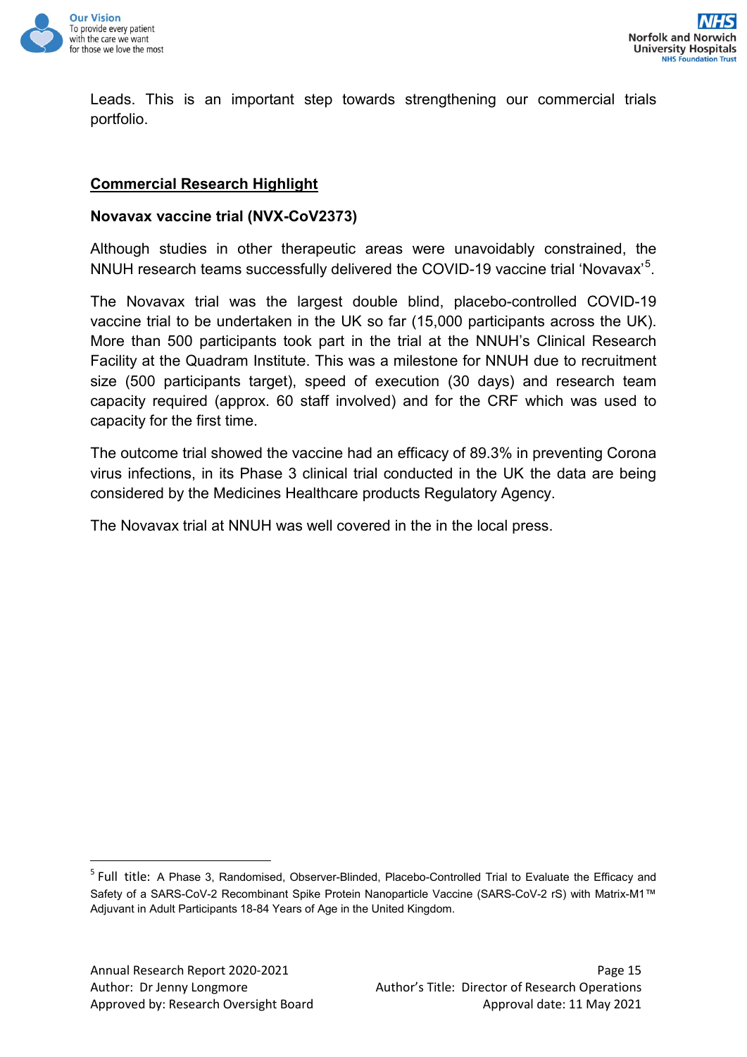Leads. This is an important step towards strengthening our commercial trials portfolio.

## Commercial Research Highlight

### Novavax vaccine trial (NVX-CoV2373)

Although studies in other therapeutic areas were unavoidably constrained, the NNUH research teams successfully delivered the COVID-19 vaccine trial ‘Novavax’[5].

The Novavax trial was the largest double blind, placebo-controlled COVID-19 vaccine trial to be undertaken in the UK so far (15,000 participants across the UK). More than 500 participants took part in the trial at the NNUH’s Clinical Research Facility at the Quadram Institute. This was a milestone for NNUH due to recruitment size (500 participants target), speed of execution (30 days) and research team capacity required (approx. 60 staff involved) and for the CRF which was used to capacity for the first time.

The outcome trial showed the vaccine had an efficacy of 89.3% in preventing Corona virus infections, in its Phase 3 clinical trial conducted in the UK the data are being considered by the Medicines Healthcare products Regulatory Agency.

The Novavax trial at NNUH was well covered in the in the local press.

---

[5] Full title: A Phase 3, Randomised, Observer-Blinded, Placebo-Controlled Trial to Evaluate the Efficacy and Safety of a SARS-CoV-2 Recombinant Spike Protein Nanoparticle Vaccine (SARS-CoV-2 rS) with Matrix-M1™ Adjuvant in Adult Participants 18-84 Years of Age in the United Kingdom.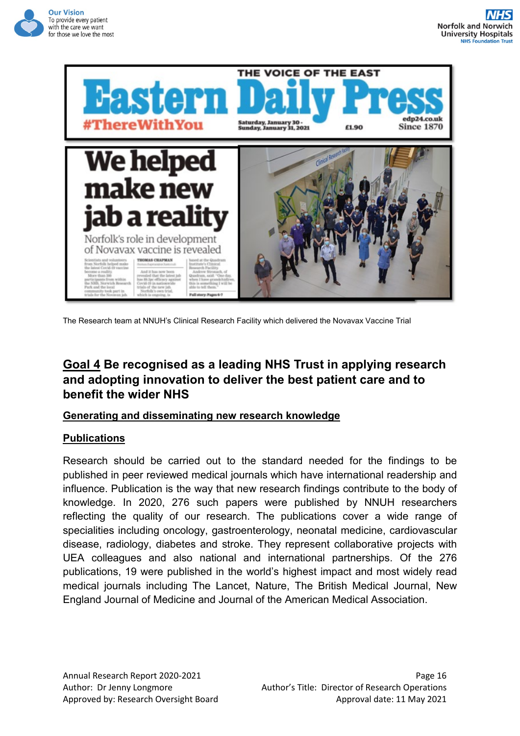The Research team at NNUH's Clinical Research Facility which delivered the Novavax Vaccine Trial

## Goal 4 Be recognised as a leading NHS Trust in applying research and adopting innovation to deliver the best patient care and to benefit the wider NHS

### Generating and disseminating new research knowledge

### Publications

Research should be carried out to the standard needed for the findings to be published in peer reviewed medical journals which have international readership and influence. Publication is the way that new research findings contribute to the body of knowledge. In 2020, 276 such papers were published by NNUH researchers reflecting the quality of our research. The publications cover a wide range of specialities including oncology, gastroenterology, neonatal medicine, cardiovascular disease, radiology, diabetes and stroke. They represent collaborative projects with UEA colleagues and also national and international partnerships. Of the 276 publications, 19 were published in the world's highest impact and most widely read medical journals including The Lancet, Nature, The British Medical Journal, New England Journal of Medicine and Journal of the American Medical Association.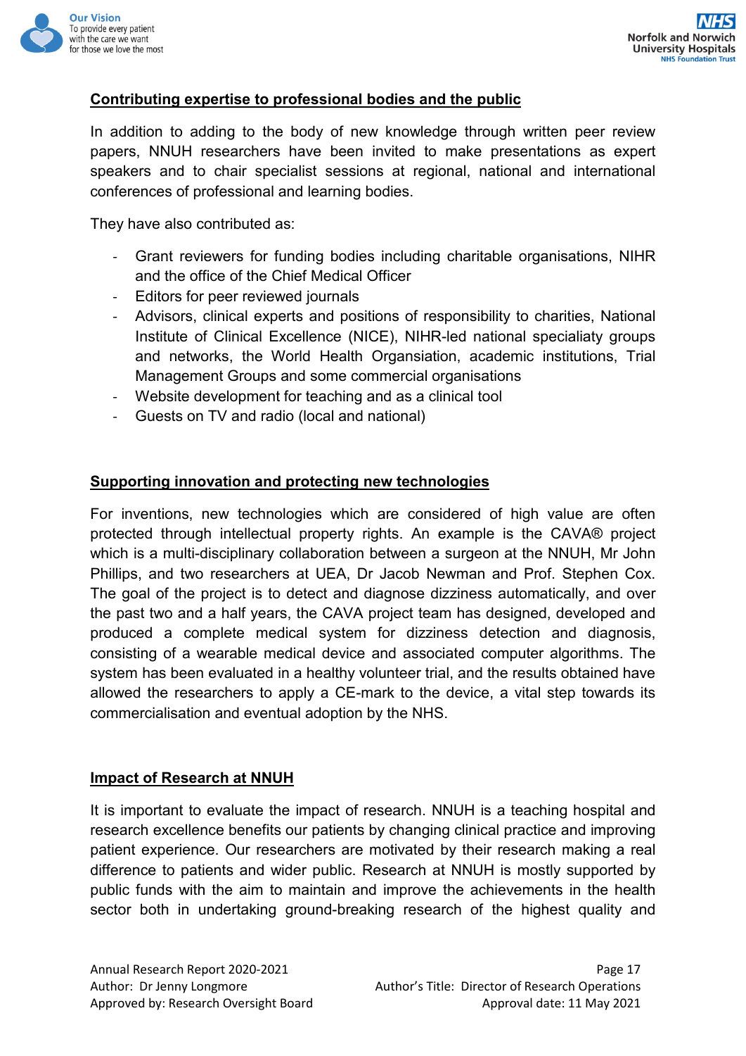## Contributing expertise to professional bodies and the public

In addition to adding to the body of new knowledge through written peer review papers, NNUH researchers have been invited to make presentations as expert speakers and to chair specialist sessions at regional, national and international conferences of professional and learning bodies.

They have also contributed as:

- Grant reviewers for funding bodies including charitable organisations, NIHR and the office of the Chief Medical Officer
- Editors for peer reviewed journals
- Advisors, clinical experts and positions of responsibility to charities, National Institute of Clinical Excellence (NICE), NIHR-led national specialiaty groups and networks, the World Health Organsiation, academic institutions, Trial Management Groups and some commercial organisations
- Website development for teaching and as a clinical tool
- Guests on TV and radio (local and national)

## Supporting innovation and protecting new technologies

For inventions, new technologies which are considered of high value are often protected through intellectual property rights. An example is the CAVA® project which is a multi-disciplinary collaboration between a surgeon at the NNUH, Mr John Phillips, and two researchers at UEA, Dr Jacob Newman and Prof. Stephen Cox. The goal of the project is to detect and diagnose dizziness automatically, and over the past two and a half years, the CAVA project team has designed, developed and produced a complete medical system for dizziness detection and diagnosis, consisting of a wearable medical device and associated computer algorithms. The system has been evaluated in a healthy volunteer trial, and the results obtained have allowed the researchers to apply a CE-mark to the device, a vital step towards its commercialisation and eventual adoption by the NHS.

## Impact of Research at NNUH

It is important to evaluate the impact of research. NNUH is a teaching hospital and research excellence benefits our patients by changing clinical practice and improving patient experience. Our researchers are motivated by their research making a real difference to patients and wider public. Research at NNUH is mostly supported by public funds with the aim to maintain and improve the achievements in the health sector both in undertaking ground-breaking research of the highest quality and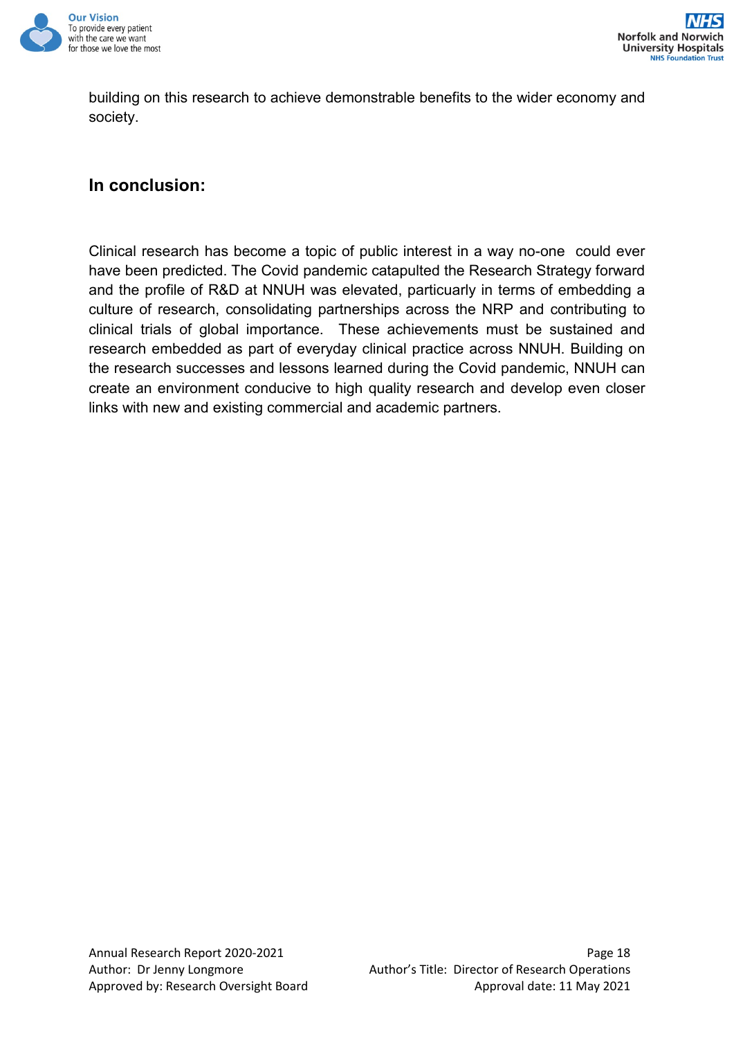building on this research to achieve demonstrable benefits to the wider economy and society.

## In conclusion:

Clinical research has become a topic of public interest in a way no-one could ever have been predicted. The Covid pandemic catapulted the Research Strategy forward and the profile of R&D at NNUH was elevated, particularly in terms of embedding a culture of research, consolidating partnerships across the NRP and contributing to clinical trials of global importance. These achievements must be sustained and research embedded as part of everyday clinical practice across NNUH. Building on the research successes and lessons learned during the Covid pandemic, NNUH can create an environment conducive to high quality research and develop even closer links with new and existing commercial and academic partners.